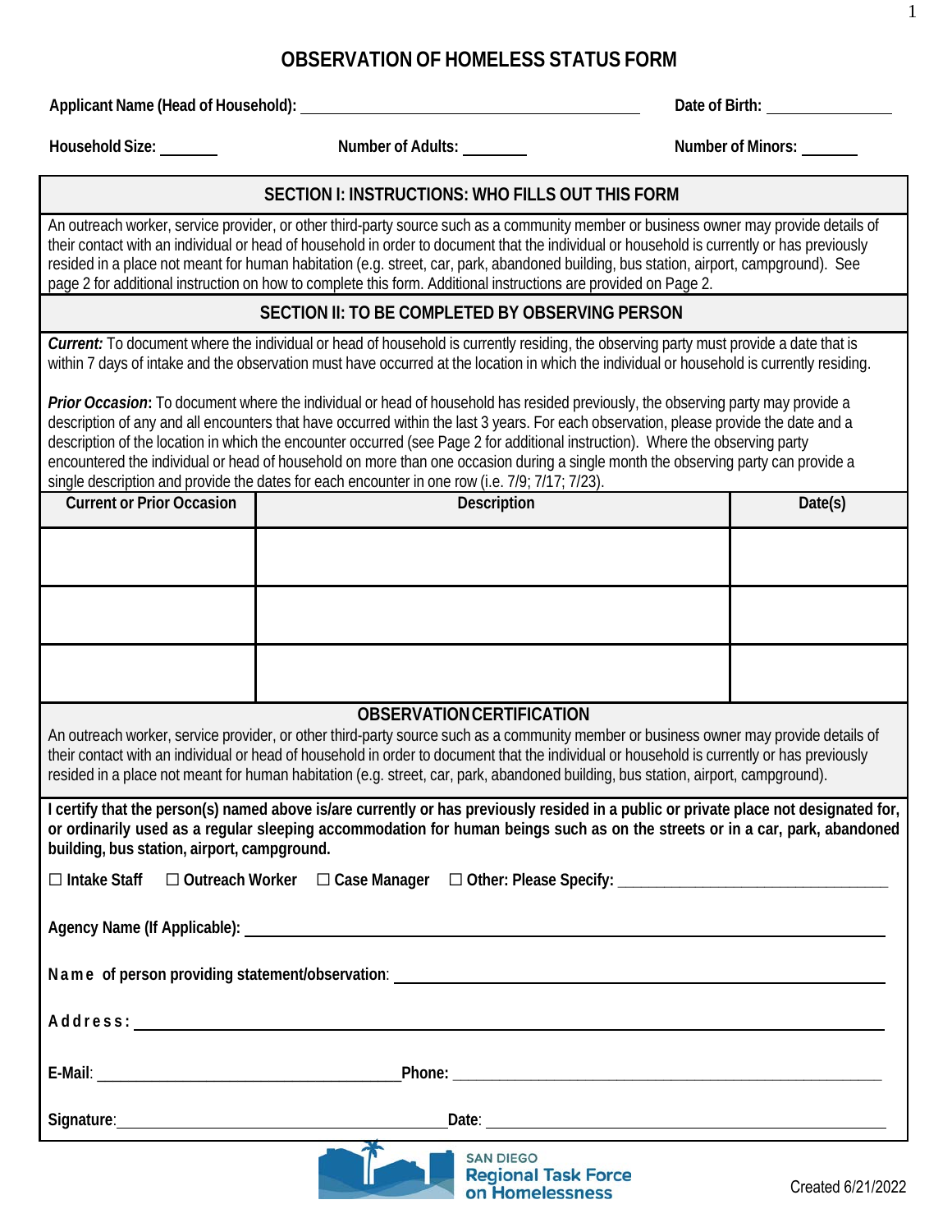# OBSERVATION OF HOMELESS STATUS FORM

**Applicant Name (Head of Household):** ______________________ **Date of Birth:** ____________

**Household Size:** ______ **Number of Adults:** ______ **Number of Minors:** ______

## SECTION I: INSTRUCTIONS: WHO FILLS OUT THIS FORM

An outreach worker, service provider, or other third-party source such as a community member or business owner may provide details of their contact with an individual or head of household in order to document that the individual or household is currently or has previously resided in a place not meant for human habitation (e.g. street, car, park, abandoned building, bus station, airport, campground). See page 2 for additional instruction on how to complete this form. Additional instructions are provided on Page 2.

## SECTION II: TO BE COMPLETED BY OBSERVING PERSON

***Current:*** To document where the individual or head of household is currently residing, the observing party must provide a date that is within 7 days of intake and the observation must have occurred at the location in which the individual or household is currently residing.

***Prior Occasion*:** To document where the individual or head of household has resided previously, the observing party may provide a description of any and all encounters that have occurred within the last 3 years. For each observation, please provide the date and a description of the location in which the encounter occurred (see Page 2 for additional instruction). Where the observing party encountered the individual or head of household on more than one occasion during a single month the observing party can provide a single description and provide the dates for each encounter in one row (i.e. 7/9; 7/17; 7/23).

| Current or Prior Occasion | Description | Date(s) |
|---|---|---|
| | | |
| | | |
| | | |

### OBSERVATION CERTIFICATION

An outreach worker, service provider, or other third-party source such as a community member or business owner may provide details of their contact with an individual or head of household in order to document that the individual or household is currently or has previously resided in a place not meant for human habitation (e.g. street, car, park, abandoned building, bus station, airport, campground).

**I certify that the person(s) named above is/are currently or has previously resided in a public or private place not designated for, or ordinarily used as a regular sleeping accommodation for human beings such as on the streets or in a car, park, abandoned building, bus station, airport, campground.**

☐ **Intake Staff** ☐ **Outreach Worker** ☐ **Case Manager** ☐ **Other: Please Specify:** ______________________

**Agency Name (If Applicable):** ______________________

**Name of person providing statement/observation**: ______________________

**Address:** ______________________

**E-Mail**: ______________________ **Phone:** ______________________

**Signature**: ______________________ **Date**: ______________________

SAN DIEGO Regional Task Force on Homelessness

Created 6/21/2022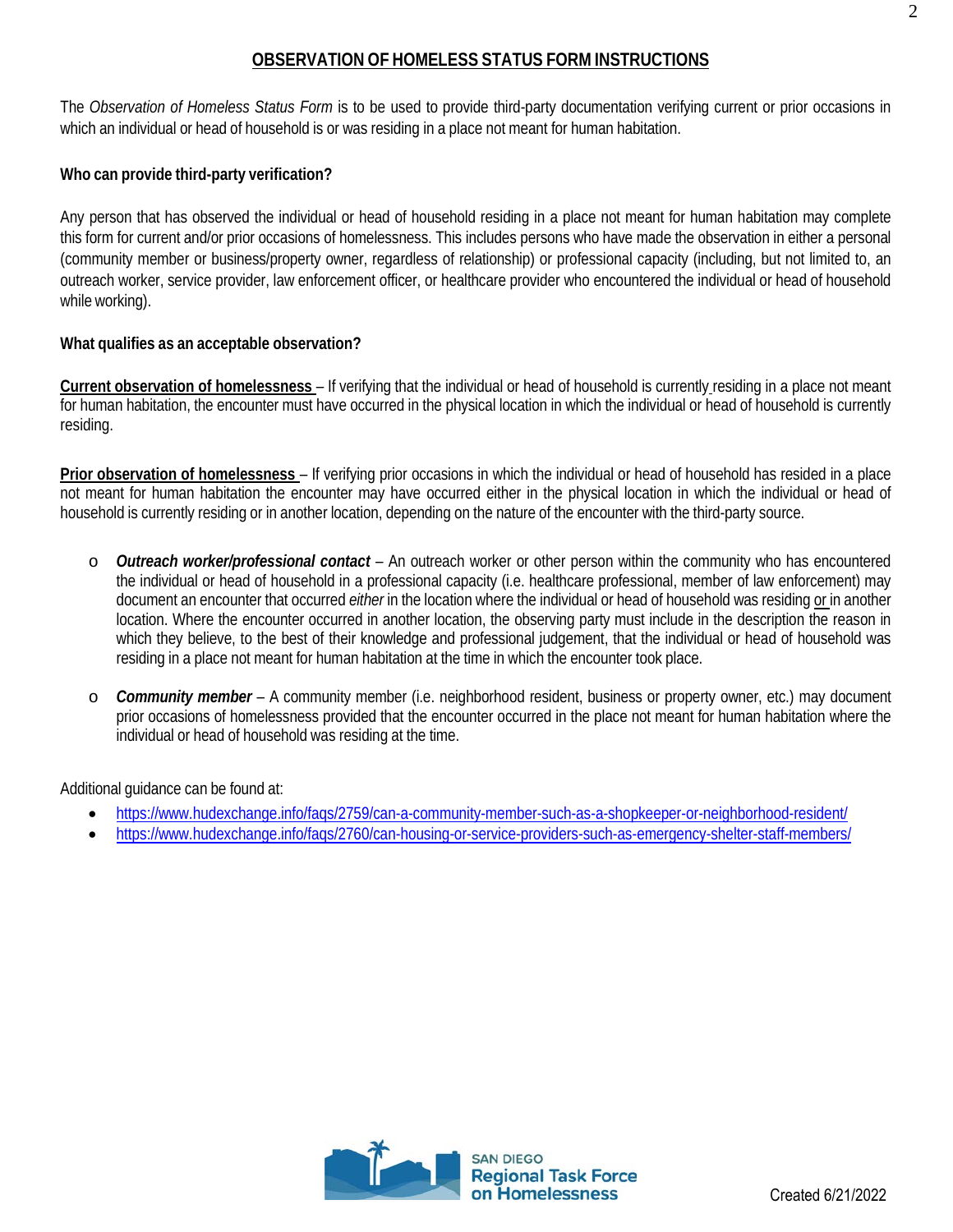## OBSERVATION OF HOMELESS STATUS FORM INSTRUCTIONS

The *Observation of Homeless Status Form* is to be used to provide third-party documentation verifying current or prior occasions in which an individual or head of household is or was residing in a place not meant for human habitation.

**Who can provide third-party verification?**

Any person that has observed the individual or head of household residing in a place not meant for human habitation may complete this form for current and/or prior occasions of homelessness. This includes persons who have made the observation in either a personal (community member or business/property owner, regardless of relationship) or professional capacity (including, but not limited to, an outreach worker, service provider, law enforcement officer, or healthcare provider who encountered the individual or head of household while working).

**What qualifies as an acceptable observation?**

**Current observation of homelessness** – If verifying that the individual or head of household is currently residing in a place not meant for human habitation, the encounter must have occurred in the physical location in which the individual or head of household is currently residing.

**Prior observation of homelessness** – If verifying prior occasions in which the individual or head of household has resided in a place not meant for human habitation the encounter may have occurred either in the physical location in which the individual or head of household is currently residing or in another location, depending on the nature of the encounter with the third-party source.

- ***Outreach worker/professional contact*** – An outreach worker or other person within the community who has encountered the individual or head of household in a professional capacity (i.e. healthcare professional, member of law enforcement) may document an encounter that occurred *either* in the location where the individual or head of household was residing or in another location. Where the encounter occurred in another location, the observing party must include in the description the reason in which they believe, to the best of their knowledge and professional judgement, that the individual or head of household was residing in a place not meant for human habitation at the time in which the encounter took place.
- ***Community member*** – A community member (i.e. neighborhood resident, business or property owner, etc.) may document prior occasions of homelessness provided that the encounter occurred in the place not meant for human habitation where the individual or head of household was residing at the time.

Additional guidance can be found at:

- https://www.hudexchange.info/faqs/2759/can-a-community-member-such-as-a-shopkeeper-or-neighborhood-resident/
- https://www.hudexchange.info/faqs/2760/can-housing-or-service-providers-such-as-emergency-shelter-staff-members/

SAN DIEGO Regional Task Force on Homelessness

Created 6/21/2022